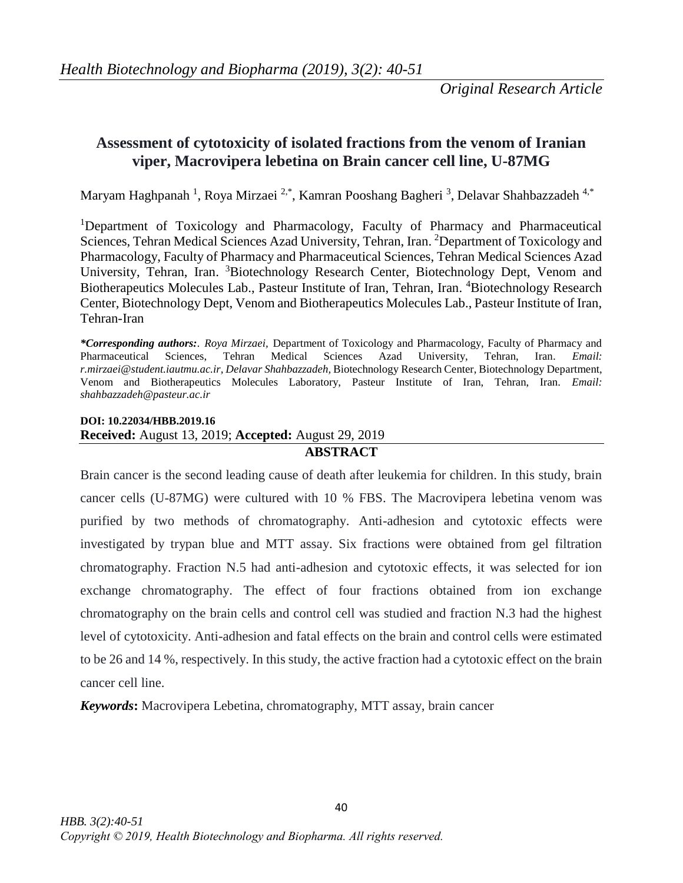*Original Research Article*

# Assessment of cytotoxicity of isolated fractions from the venom of Iranian viper, Macrovipera lebetina on Brain cancer cell line, U-87MG

Maryam Haghpanah [1], Roya Mirzaei [2,*], Kamran Pooshang Bagheri [3], Delavar Shahbazzadeh [4,*]

[1]Department of Toxicology and Pharmacology, Faculty of Pharmacy and Pharmaceutical Sciences, Tehran Medical Sciences Azad University, Tehran, Iran. [2]Department of Toxicology and Pharmacology, Faculty of Pharmacy and Pharmaceutical Sciences, Tehran Medical Sciences Azad University, Tehran, Iran. [3]Biotechnology Research Center, Biotechnology Dept, Venom and Biotherapeutics Molecules Lab., Pasteur Institute of Iran, Tehran, Iran. [4]Biotechnology Research Center, Biotechnology Dept, Venom and Biotherapeutics Molecules Lab., Pasteur Institute of Iran, Tehran-Iran

***Corresponding authors:**. *Roya Mirzaei,* Department of Toxicology and Pharmacology, Faculty of Pharmacy and Pharmaceutical Sciences, Tehran Medical Sciences Azad University, Tehran, Iran. *Email: r.mirzaei@student.iautmu.ac.ir, Delavar Shahbazzadeh,* Biotechnology Research Center, Biotechnology Department, Venom and Biotherapeutics Molecules Laboratory, Pasteur Institute of Iran, Tehran, Iran. *Email: shahbazzadeh@pasteur.ac.ir*

**DOI: 10.22034/HBB.2019.16**

**Received:** August 13, 2019; **Accepted:** August 29, 2019

## ABSTRACT

Brain cancer is the second leading cause of death after leukemia for children. In this study, brain cancer cells (U-87MG) were cultured with 10 % FBS. The Macrovipera lebetina venom was purified by two methods of chromatography. Anti-adhesion and cytotoxic effects were investigated by trypan blue and MTT assay. Six fractions were obtained from gel filtration chromatography. Fraction N.5 had anti-adhesion and cytotoxic effects, it was selected for ion exchange chromatography. The effect of four fractions obtained from ion exchange chromatography on the brain cells and control cell was studied and fraction N.3 had the highest level of cytotoxicity. Anti-adhesion and fatal effects on the brain and control cells were estimated to be 26 and 14 %, respectively. In this study, the active fraction had a cytotoxic effect on the brain cancer cell line.

***Keywords*:** Macrovipera Lebetina, chromatography, MTT assay, brain cancer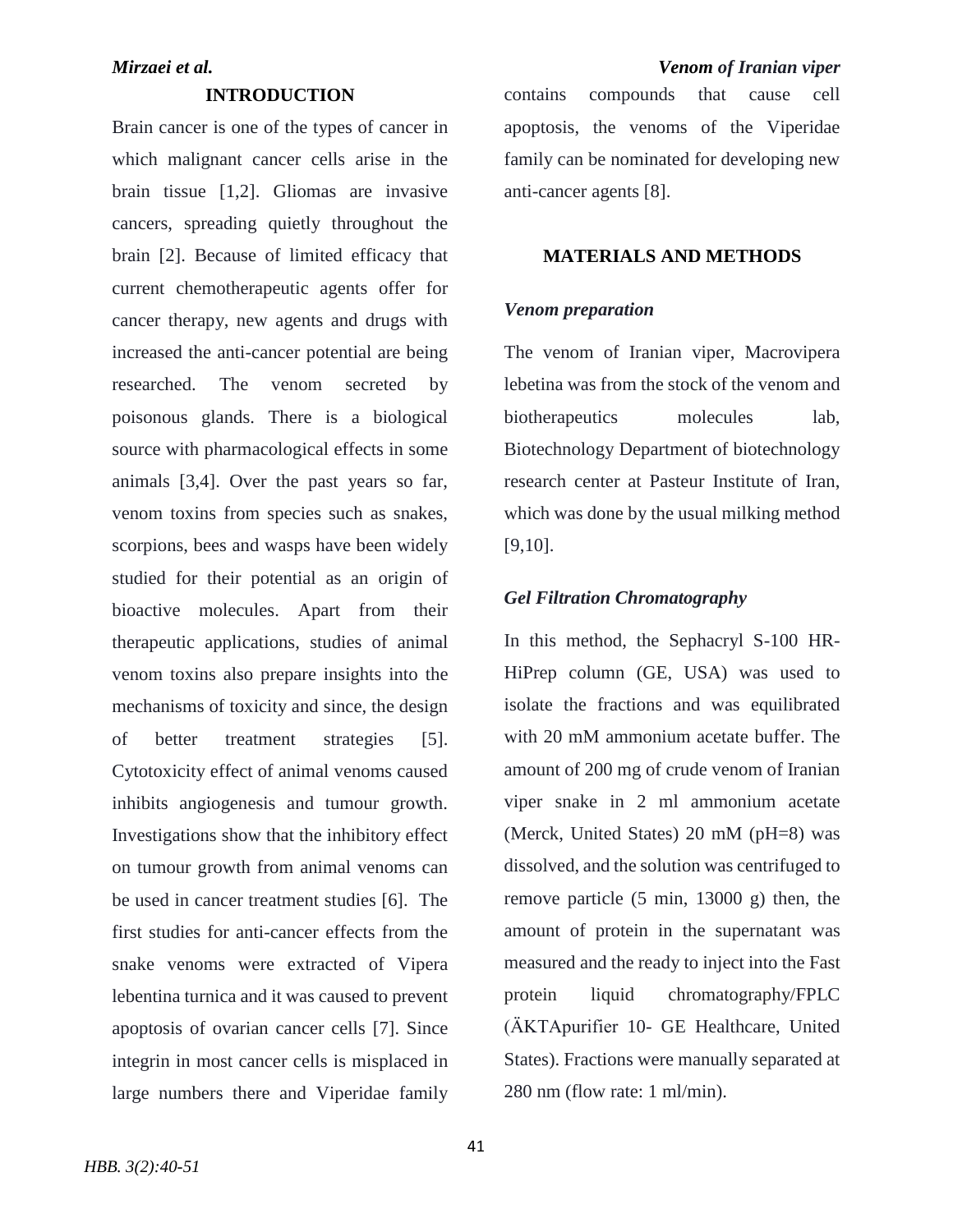## INTRODUCTION

Brain cancer is one of the types of cancer in which malignant cancer cells arise in the brain tissue [1,2]. Gliomas are invasive cancers, spreading quietly throughout the brain [2]. Because of limited efficacy that current chemotherapeutic agents offer for cancer therapy, new agents and drugs with increased the anti-cancer potential are being researched. The venom secreted by poisonous glands. There is a biological source with pharmacological effects in some animals [3,4]. Over the past years so far, venom toxins from species such as snakes, scorpions, bees and wasps have been widely studied for their potential as an origin of bioactive molecules. Apart from their therapeutic applications, studies of animal venom toxins also prepare insights into the mechanisms of toxicity and since, the design of better treatment strategies [5]. Cytotoxicity effect of animal venoms caused inhibits angiogenesis and tumour growth. Investigations show that the inhibitory effect on tumour growth from animal venoms can be used in cancer treatment studies [6]. The first studies for anti-cancer effects from the snake venoms were extracted of Vipera lebentina turnica and it was caused to prevent apoptosis of ovarian cancer cells [7]. Since integrin in most cancer cells is misplaced in large numbers there and Viperidae family contains compounds that cause cell apoptosis, the venoms of the Viperidae family can be nominated for developing new anti-cancer agents [8].

## MATERIALS AND METHODS

### *Venom preparation*

The venom of Iranian viper, Macrovipera lebetina was from the stock of the venom and biotherapeutics molecules lab, Biotechnology Department of biotechnology research center at Pasteur Institute of Iran, which was done by the usual milking method [9,10].

### *Gel Filtration Chromatography*

In this method, the Sephacryl S-100 HR-HiPrep column (GE, USA) was used to isolate the fractions and was equilibrated with 20 mM ammonium acetate buffer. The amount of 200 mg of crude venom of Iranian viper snake in 2 ml ammonium acetate (Merck, United States) 20 mM (pH=8) was dissolved, and the solution was centrifuged to remove particle (5 min, 13000 g) then, the amount of protein in the supernatant was measured and the ready to inject into the Fast protein liquid chromatography/FPLC (ÄKTApurifier 10- GE Healthcare, United States). Fractions were manually separated at 280 nm (flow rate: 1 ml/min).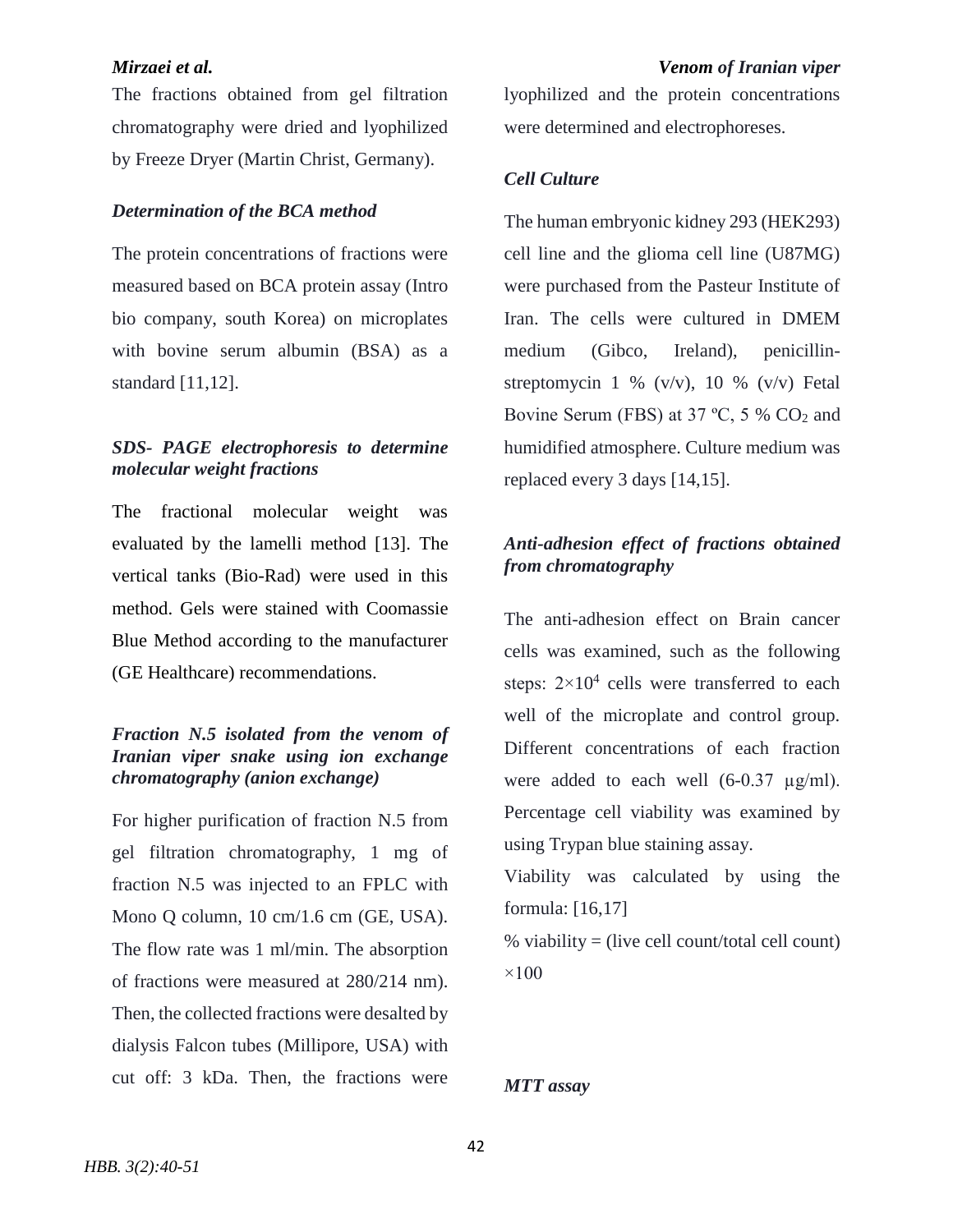The fractions obtained from gel filtration chromatography were dried and lyophilized by Freeze Dryer (Martin Christ, Germany).

### *Determination of the BCA method*

The protein concentrations of fractions were measured based on BCA protein assay (Intro bio company, south Korea) on microplates with bovine serum albumin (BSA) as a standard [11,12].

### *SDS- PAGE electrophoresis to determine molecular weight fractions*

The fractional molecular weight was evaluated by the lamelli method [13]. The vertical tanks (Bio-Rad) were used in this method. Gels were stained with Coomassie Blue Method according to the manufacturer (GE Healthcare) recommendations.

### *Fraction N.5 isolated from the venom of Iranian viper snake using ion exchange chromatography (anion exchange)*

For higher purification of fraction N.5 from gel filtration chromatography, 1 mg of fraction N.5 was injected to an FPLC with Mono Q column, 10 cm/1.6 cm (GE, USA). The flow rate was 1 ml/min. The absorption of fractions were measured at 280/214 nm). Then, the collected fractions were desalted by dialysis Falcon tubes (Millipore, USA) with cut off: 3 kDa. Then, the fractions were lyophilized and the protein concentrations were determined and electrophoreses.

### *Cell Culture*

The human embryonic kidney 293 (HEK293) cell line and the glioma cell line (U87MG) were purchased from the Pasteur Institute of Iran. The cells were cultured in DMEM medium (Gibco, Ireland), penicillin-streptomycin 1 % (v/v), 10 % (v/v) Fetal Bovine Serum (FBS) at 37 ºC, 5 % $CO_2$ and humidified atmosphere. Culture medium was replaced every 3 days [14,15].

### *Anti-adhesion effect of fractions obtained from chromatography*

The anti-adhesion effect on Brain cancer cells was examined, such as the following steps: $2\times10^4$ cells were transferred to each well of the microplate and control group. Different concentrations of each fraction were added to each well (6-0.37 μg/ml). Percentage cell viability was examined by using Trypan blue staining assay.

Viability was calculated by using the formula: [16,17]

% viability = (live cell count/total cell count) ×100

### *MTT assay*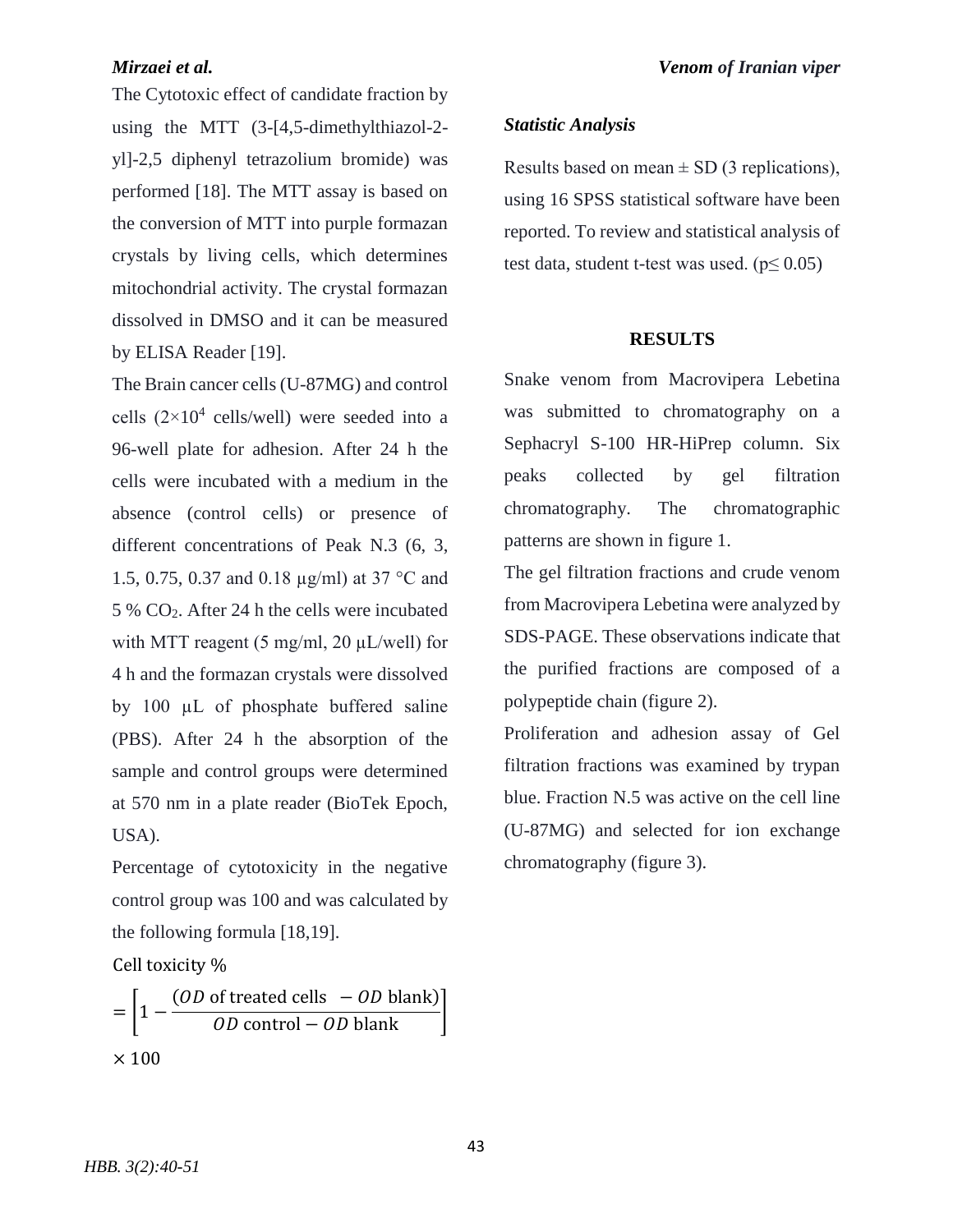The Cytotoxic effect of candidate fraction by using the MTT (3-[4,5-dimethylthiazol-2-yl]-2,5 diphenyl tetrazolium bromide) was performed [18]. The MTT assay is based on the conversion of MTT into purple formazan crystals by living cells, which determines mitochondrial activity. The crystal formazan dissolved in DMSO and it can be measured by ELISA Reader [19].

The Brain cancer cells (U-87MG) and control cells ($2\times10^4$ cells/well) were seeded into a 96-well plate for adhesion. After 24 h the cells were incubated with a medium in the absence (control cells) or presence of different concentrations of Peak N.3 (6, 3, 1.5, 0.75, 0.37 and 0.18 µg/ml) at 37 °C and 5 % $CO_2$. After 24 h the cells were incubated with MTT reagent (5 mg/ml, 20 µL/well) for 4 h and the formazan crystals were dissolved by 100 µL of phosphate buffered saline (PBS). After 24 h the absorption of the sample and control groups were determined at 570 nm in a plate reader (BioTek Epoch, USA).

Percentage of cytotoxicity in the negative control group was 100 and was calculated by the following formula [18,19].

$$\text{Cell toxicity \%} = \left[1 - \frac{(OD \text{ of treated cells } - OD \text{ blank})}{OD \text{ control} - OD \text{ blank}}\right] \times 100$$

### *Statistic Analysis*

Results based on mean ± SD (3 replications), using 16 SPSS statistical software have been reported. To review and statistical analysis of test data, student t-test was used. ($p \leq 0.05$)

## RESULTS

Snake venom from Macrovipera Lebetina was submitted to chromatography on a Sephacryl S-100 HR-HiPrep column. Six peaks collected by gel filtration chromatography. The chromatographic patterns are shown in figure 1.

The gel filtration fractions and crude venom from Macrovipera Lebetina were analyzed by SDS-PAGE. These observations indicate that the purified fractions are composed of a polypeptide chain (figure 2).

Proliferation and adhesion assay of Gel filtration fractions was examined by trypan blue. Fraction N.5 was active on the cell line (U-87MG) and selected for ion exchange chromatography (figure 3).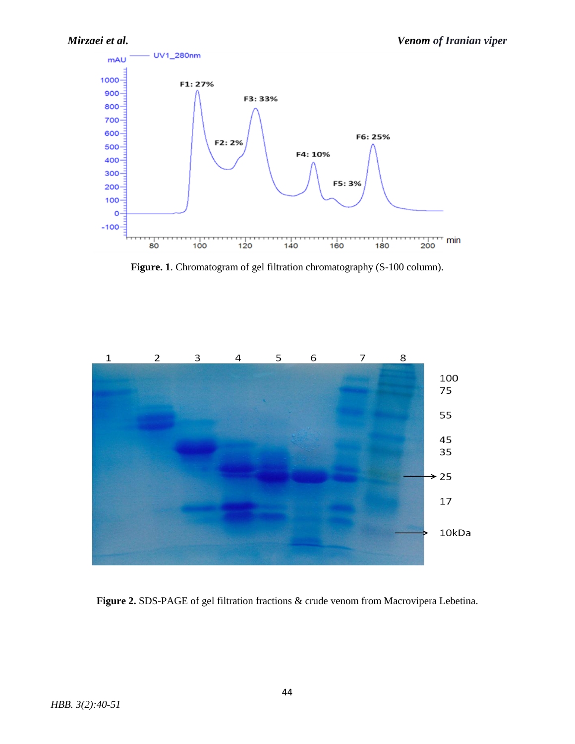Figure. 1. Chromatogram of gel filtration chromatography (S-100 column).

Figure 2. SDS-PAGE of gel filtration fractions & crude venom from Macrovipera Lebetina.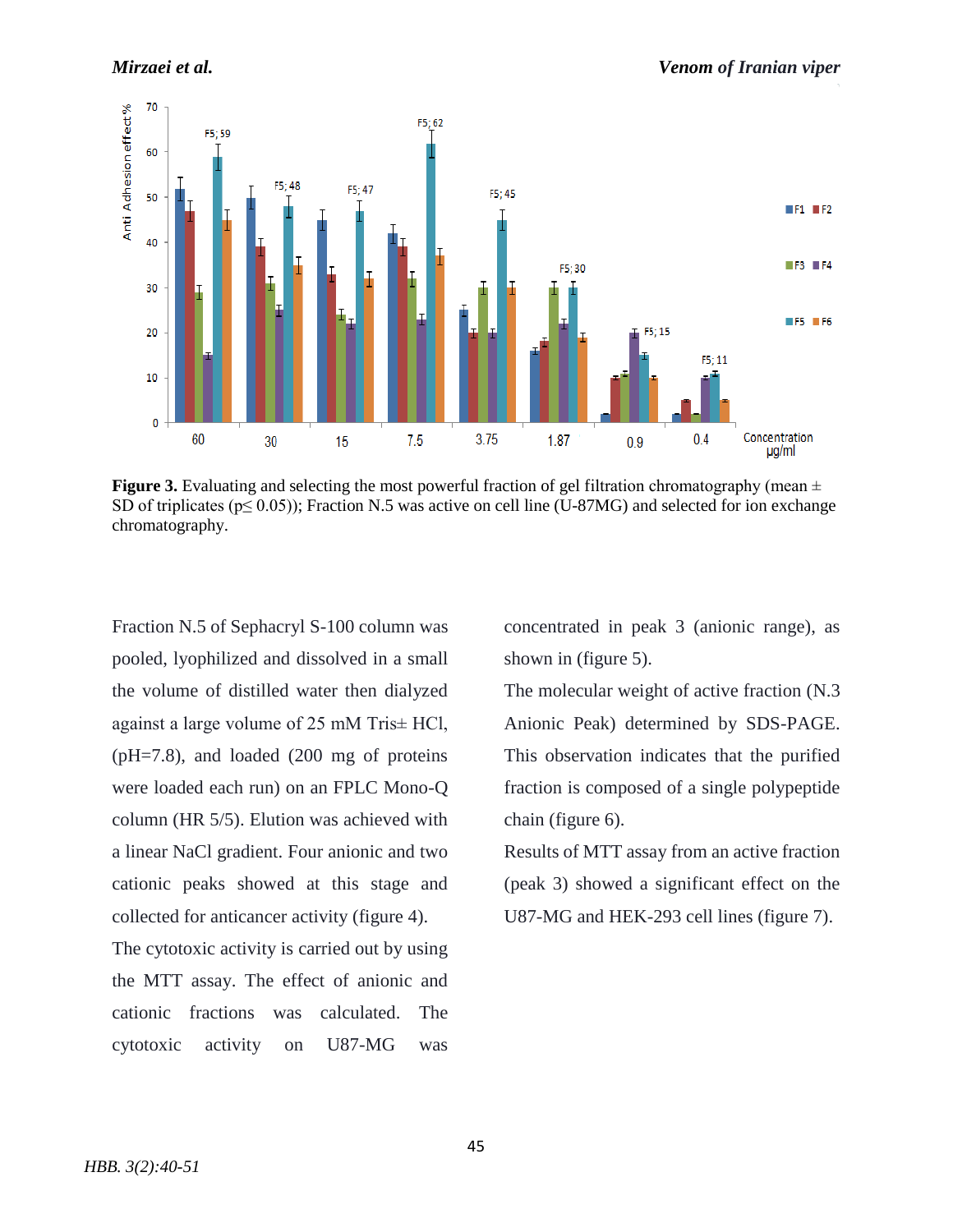**Figure 3.** Evaluating and selecting the most powerful fraction of gel filtration chromatography (mean ± SD of triplicates (p≤ 0.05)); Fraction N.5 was active on cell line (U-87MG) and selected for ion exchange chromatography.

Fraction N.5 of Sephacryl S-100 column was pooled, lyophilized and dissolved in a small the volume of distilled water then dialyzed against a large volume of 25 mM Tris± HCl, (pH=7.8), and loaded (200 mg of proteins were loaded each run) on an FPLC Mono-Q column (HR 5/5). Elution was achieved with a linear NaCl gradient. Four anionic and two cationic peaks showed at this stage and collected for anticancer activity (figure 4).

The cytotoxic activity is carried out by using the MTT assay. The effect of anionic and cationic fractions was calculated. The cytotoxic activity on U87-MG was concentrated in peak 3 (anionic range), as shown in (figure 5).

The molecular weight of active fraction (N.3 Anionic Peak) determined by SDS-PAGE. This observation indicates that the purified fraction is composed of a single polypeptide chain (figure 6).

Results of MTT assay from an active fraction (peak 3) showed a significant effect on the U87-MG and HEK-293 cell lines (figure 7).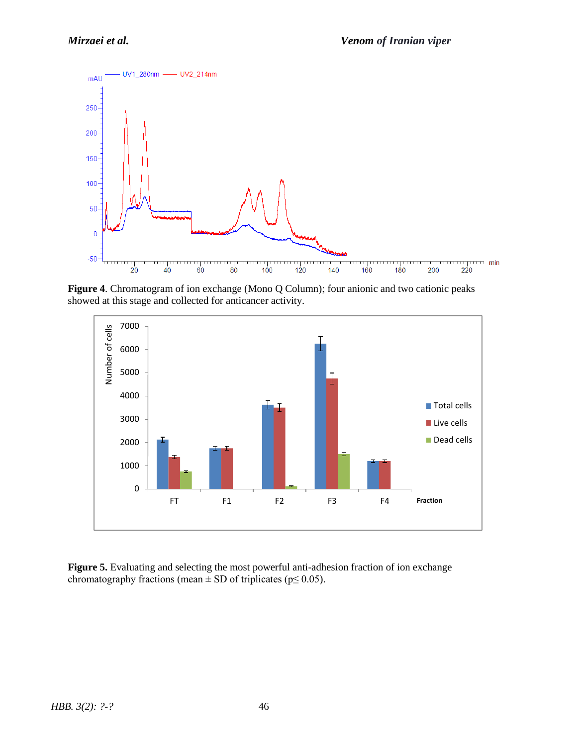**Figure 4**. Chromatogram of ion exchange (Mono Q Column); four anionic and two cationic peaks showed at this stage and collected for anticancer activity.

**Figure 5.** Evaluating and selecting the most powerful anti-adhesion fraction of ion exchange chromatography fractions (mean ± SD of triplicates ($p \leq 0.05$).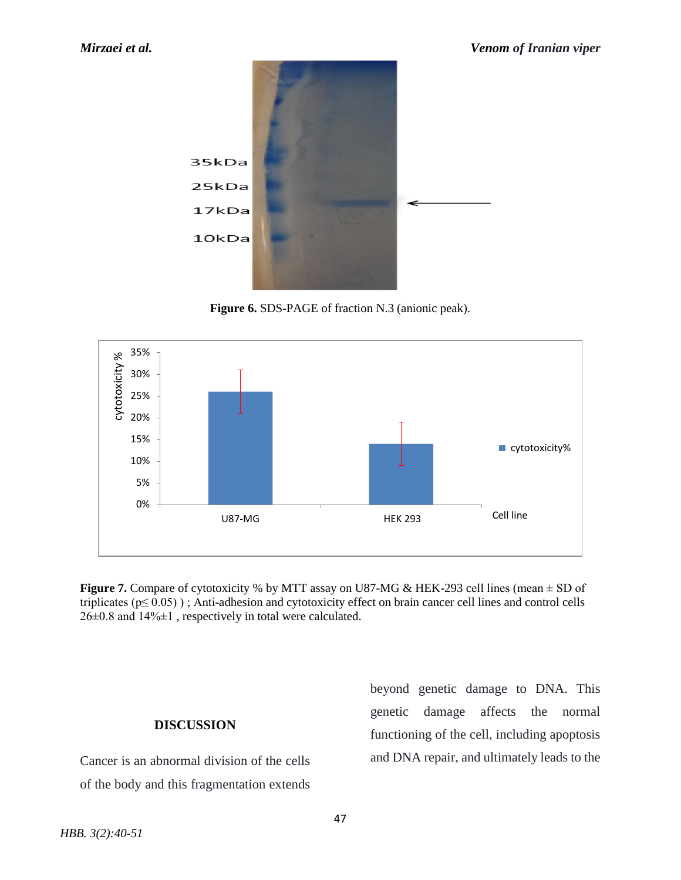Figure 6. SDS-PAGE of fraction N.3 (anionic peak).

**Figure 7.** Compare of cytotoxicity % by MTT assay on U87-MG & HEK-293 cell lines (mean ± SD of triplicates ($p \leq 0.05$) ) ; Anti-adhesion and cytotoxicity effect on brain cancer cell lines and control cells 26±0.8 and 14%±1 , respectively in total were calculated.

## DISCUSSION

Cancer is an abnormal division of the cells of the body and this fragmentation extends beyond genetic damage to DNA. This genetic damage affects the normal functioning of the cell, including apoptosis and DNA repair, and ultimately leads to the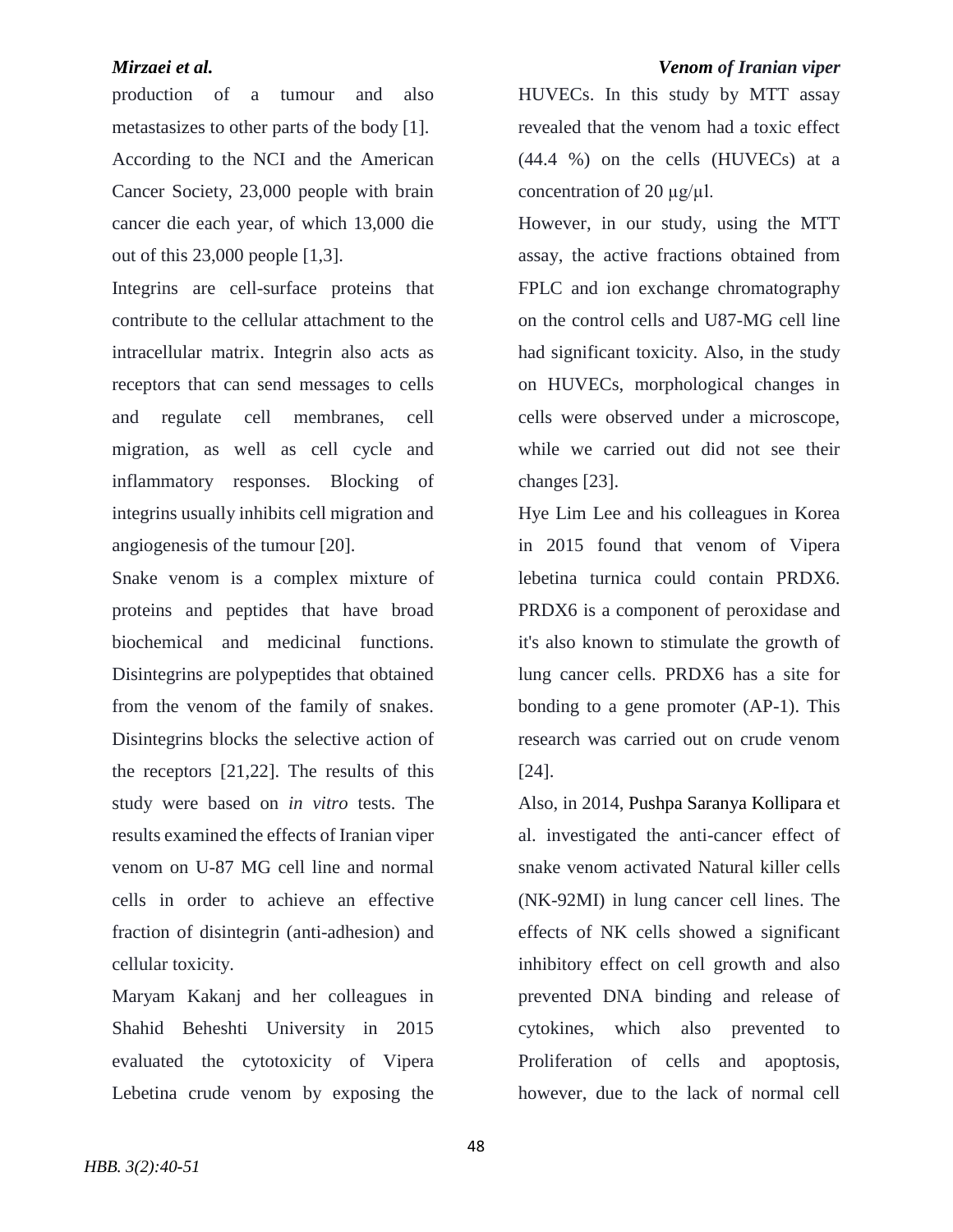production of a tumour and also metastasizes to other parts of the body [1]. According to the NCI and the American Cancer Society, 23,000 people with brain cancer die each year, of which 13,000 die out of this 23,000 people [1,3].

Integrins are cell-surface proteins that contribute to the cellular attachment to the intracellular matrix. Integrin also acts as receptors that can send messages to cells and regulate cell membranes, cell migration, as well as cell cycle and inflammatory responses. Blocking of integrins usually inhibits cell migration and angiogenesis of the tumour [20].

Snake venom is a complex mixture of proteins and peptides that have broad biochemical and medicinal functions. Disintegrins are polypeptides that obtained from the venom of the family of snakes. Disintegrins blocks the selective action of the receptors [21,22]. The results of this study were based on *in vitro* tests. The results examined the effects of Iranian viper venom on U-87 MG cell line and normal cells in order to achieve an effective fraction of disintegrin (anti-adhesion) and cellular toxicity.

Maryam Kakanj and her colleagues in Shahid Beheshti University in 2015 evaluated the cytotoxicity of Vipera Lebetina crude venom by exposing the HUVECs. In this study by MTT assay revealed that the venom had a toxic effect (44.4 %) on the cells (HUVECs) at a concentration of 20 μg/μl.

However, in our study, using the MTT assay, the active fractions obtained from FPLC and ion exchange chromatography on the control cells and U87-MG cell line had significant toxicity. Also, in the study on HUVECs, morphological changes in cells were observed under a microscope, while we carried out did not see their changes [23].

Hye Lim Lee and his colleagues in Korea in 2015 found that venom of Vipera lebetina turnica could contain PRDX6. PRDX6 is a component of peroxidase and it's also known to stimulate the growth of lung cancer cells. PRDX6 has a site for bonding to a gene promoter (AP-1). This research was carried out on crude venom [24].

Also, in 2014, Pushpa Saranya Kollipara et al. investigated the anti-cancer effect of snake venom activated Natural killer cells (NK-92MI) in lung cancer cell lines. The effects of NK cells showed a significant inhibitory effect on cell growth and also prevented DNA binding and release of cytokines, which also prevented to Proliferation of cells and apoptosis, however, due to the lack of normal cell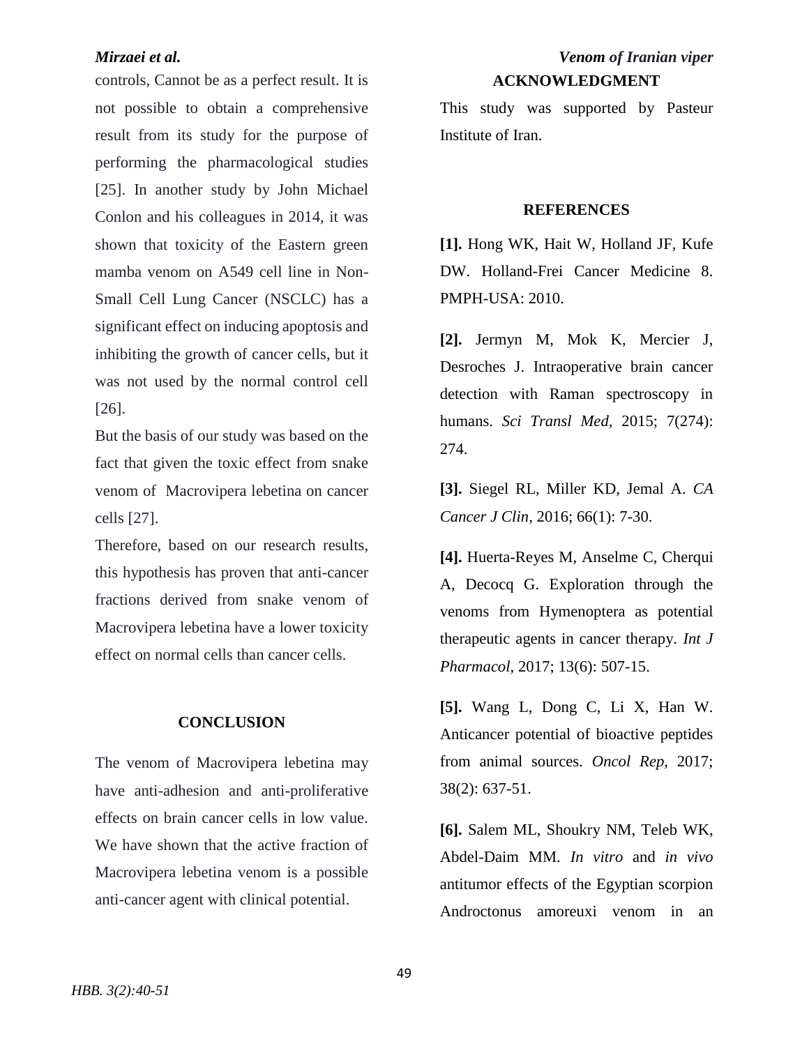controls, Cannot be as a perfect result. It is not possible to obtain a comprehensive result from its study for the purpose of performing the pharmacological studies [25]. In another study by John Michael Conlon and his colleagues in 2014, it was shown that toxicity of the Eastern green mamba venom on A549 cell line in Non-Small Cell Lung Cancer (NSCLC) has a significant effect on inducing apoptosis and inhibiting the growth of cancer cells, but it was not used by the normal control cell [26].

But the basis of our study was based on the fact that given the toxic effect from snake venom of Macrovipera lebetina on cancer cells [27].

Therefore, based on our research results, this hypothesis has proven that anti-cancer fractions derived from snake venom of Macrovipera lebetina have a lower toxicity effect on normal cells than cancer cells.

## CONCLUSION

The venom of Macrovipera lebetina may have anti-adhesion and anti-proliferative effects on brain cancer cells in low value. We have shown that the active fraction of Macrovipera lebetina venom is a possible anti-cancer agent with clinical potential.

## ACKNOWLEDGMENT

This study was supported by Pasteur Institute of Iran.

## REFERENCES

**[1].** Hong WK, Hait W, Holland JF, Kufe DW. Holland-Frei Cancer Medicine 8. PMPH-USA: 2010.

**[2].** Jermyn M, Mok K, Mercier J, Desroches J. Intraoperative brain cancer detection with Raman spectroscopy in humans. *Sci Transl Med,* 2015; 7(274): 274.

**[3].** Siegel RL, Miller KD, Jemal A. *CA Cancer J Clin,* 2016; 66(1): 7-30.

**[4].** Huerta-Reyes M, Anselme C, Cherqui A, Decocq G. Exploration through the venoms from Hymenoptera as potential therapeutic agents in cancer therapy. *Int J Pharmacol*, 2017; 13(6): 507-15.

**[5].** Wang L, Dong C, Li X, Han W. Anticancer potential of bioactive peptides from animal sources. *Oncol Rep,* 2017; 38(2): 637-51.

**[6].** Salem ML, Shoukry NM, Teleb WK, Abdel-Daim MM. *In vitro* and *in vivo* antitumor effects of the Egyptian scorpion Androctonus amoreuxi venom in an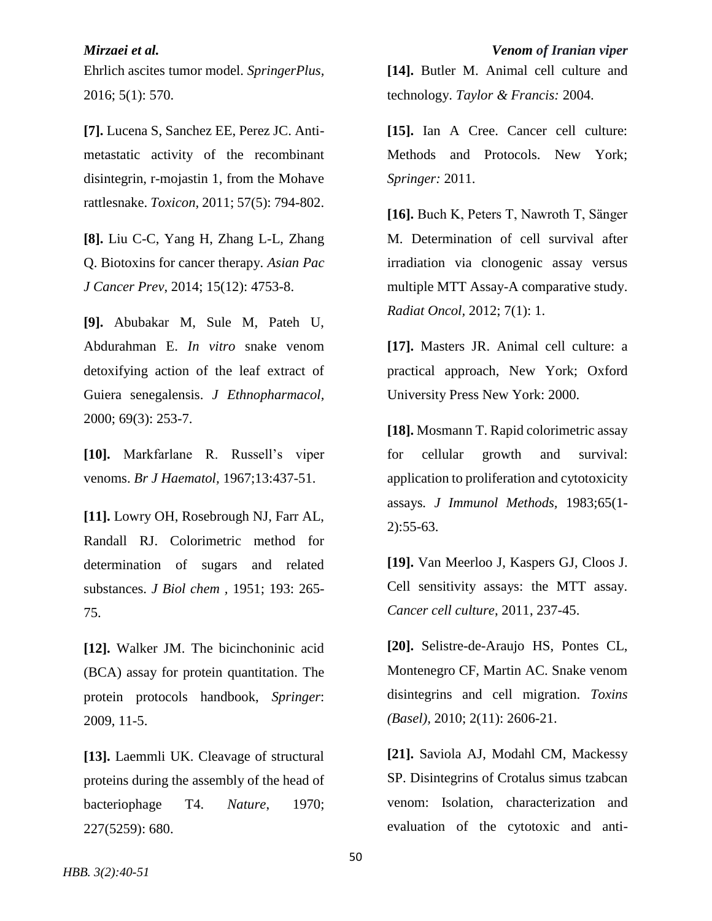Ehrlich ascites tumor model. *SpringerPlus*, 2016; 5(1): 570.

**[7].** Lucena S, Sanchez EE, Perez JC. Anti-metastatic activity of the recombinant disintegrin, r-mojastin 1, from the Mohave rattlesnake. *Toxicon*, 2011; 57(5): 794-802.

**[8].** Liu C-C, Yang H, Zhang L-L, Zhang Q. Biotoxins for cancer therapy. *Asian Pac J Cancer Prev*, 2014; 15(12): 4753-8.

**[9].** Abubakar M, Sule M, Pateh U, Abdurahman E. *In vitro* snake venom detoxifying action of the leaf extract of Guiera senegalensis. *J Ethnopharmacol*, 2000; 69(3): 253-7.

**[10].** Markfarlane R. Russell's viper venoms. *Br J Haematol*, 1967;13:437-51.

**[11].** Lowry OH, Rosebrough NJ, Farr AL, Randall RJ. Colorimetric method for determination of sugars and related substances. *J Biol chem* , 1951; 193: 265-75.

**[12].** Walker JM. The bicinchoninic acid (BCA) assay for protein quantitation. The protein protocols handbook, *Springer*: 2009, 11-5.

**[13].** Laemmli UK. Cleavage of structural proteins during the assembly of the head of bacteriophage T4. *Nature*, 1970; 227(5259): 680.

**[14].** Butler M. Animal cell culture and technology. *Taylor & Francis:* 2004.

**[15].** Ian A Cree. Cancer cell culture: Methods and Protocols. New York; *Springer:* 2011.

**[16].** Buch K, Peters T, Nawroth T, Sänger M. Determination of cell survival after irradiation via clonogenic assay versus multiple MTT Assay-A comparative study. *Radiat Oncol*, 2012; 7(1): 1.

**[17].** Masters JR. Animal cell culture: a practical approach, New York; Oxford University Press New York: 2000.

**[18].** Mosmann T. Rapid colorimetric assay for cellular growth and survival: application to proliferation and cytotoxicity assays. *J Immunol Methods,* 1983;65(1-2):55-63.

**[19].** Van Meerloo J, Kaspers GJ, Cloos J. Cell sensitivity assays: the MTT assay. *Cancer cell culture*, 2011, 237-45.

**[20].** Selistre-de-Araujo HS, Pontes CL, Montenegro CF, Martin AC. Snake venom disintegrins and cell migration. *Toxins (Basel)*, 2010; 2(11): 2606-21.

**[21].** Saviola AJ, Modahl CM, Mackessy SP. Disintegrins of Crotalus simus tzabcan venom: Isolation, characterization and evaluation of the cytotoxic and anti-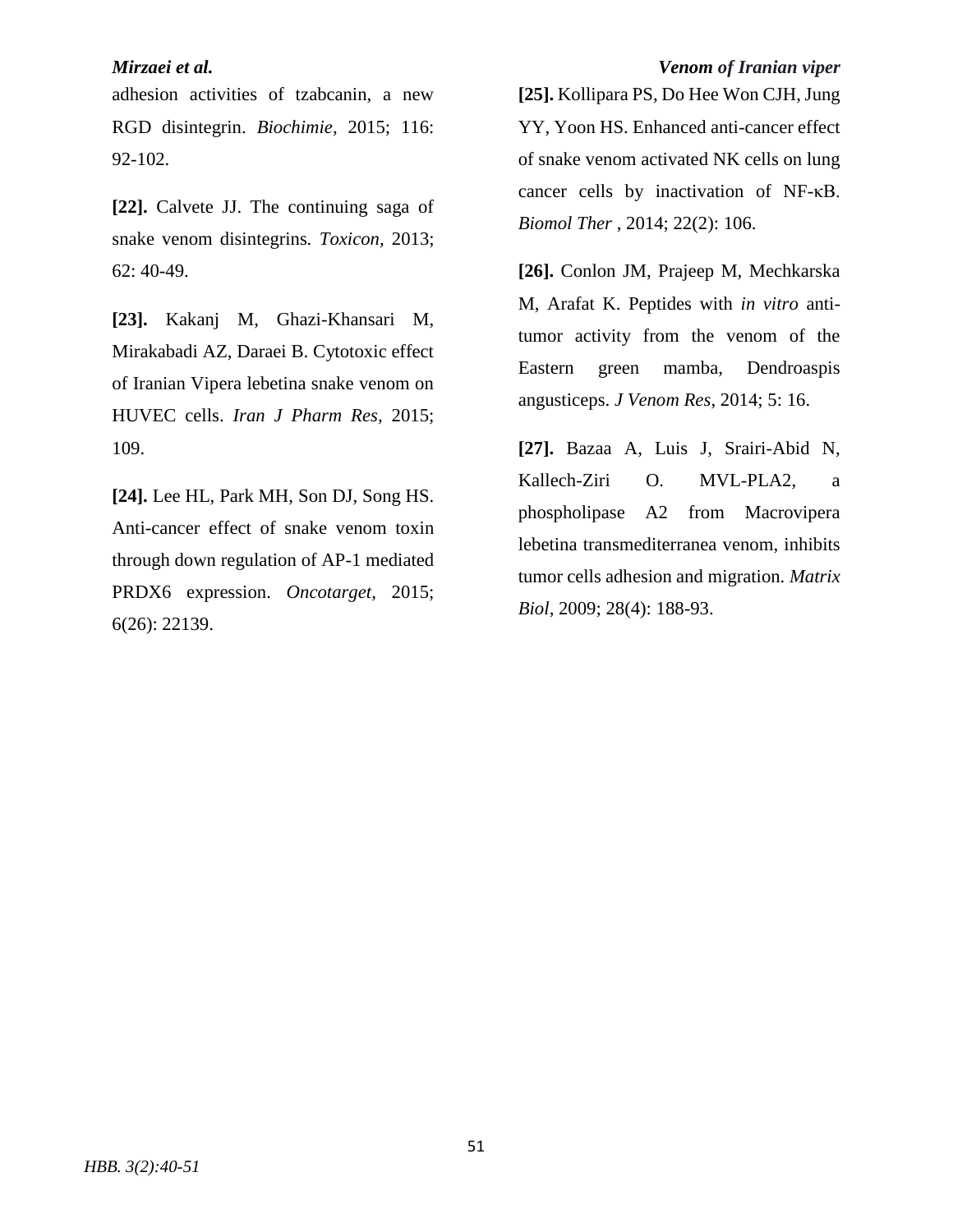adhesion activities of tzabcanin, a new RGD disintegrin. *Biochimie*, 2015; 116: 92-102.

**[22].** Calvete JJ. The continuing saga of snake venom disintegrins. *Toxicon*, 2013; 62: 40-49.

**[23].** Kakanj M, Ghazi-Khansari M, Mirakabadi AZ, Daraei B. Cytotoxic effect of Iranian Vipera lebetina snake venom on HUVEC cells. *Iran J Pharm Res*, 2015; 109.

**[24].** Lee HL, Park MH, Son DJ, Song HS. Anti-cancer effect of snake venom toxin through down regulation of AP-1 mediated PRDX6 expression. *Oncotarget*, 2015; 6(26): 22139.

**[25].** Kollipara PS, Do Hee Won CJH, Jung YY, Yoon HS. Enhanced anti-cancer effect of snake venom activated NK cells on lung cancer cells by inactivation of NF-κB. *Biomol Ther* , 2014; 22(2): 106.

**[26].** Conlon JM, Prajeep M, Mechkarska M, Arafat K. Peptides with *in vitro* anti-tumor activity from the venom of the Eastern green mamba, Dendroaspis angusticeps. *J Venom Res*, 2014; 5: 16.

**[27].** Bazaa A, Luis J, Srairi-Abid N, Kallech-Ziri O. MVL-PLA2, a phospholipase A2 from Macrovipera lebetina transmediterranea venom, inhibits tumor cells adhesion and migration. *Matrix Biol*, 2009; 28(4): 188-93.